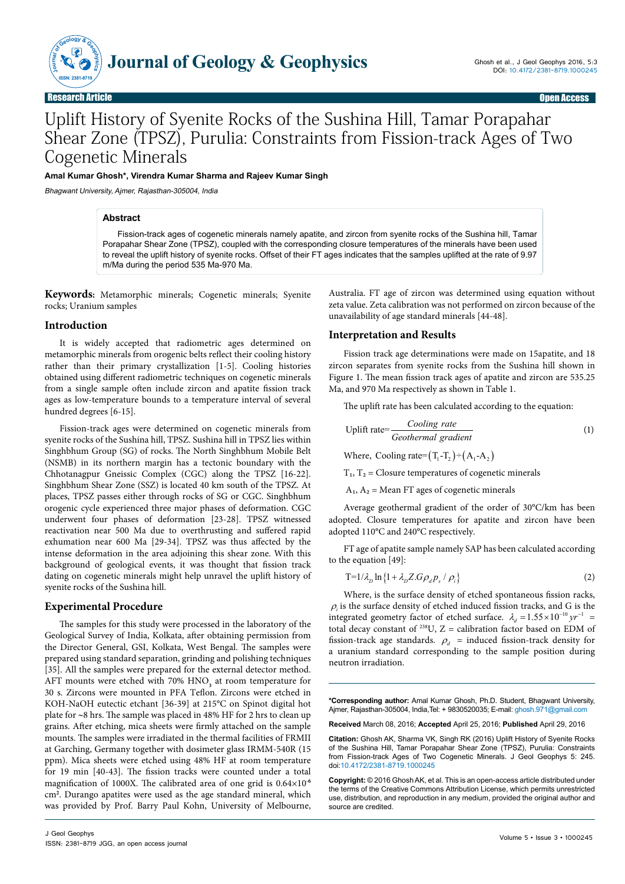Research Article Open Access

# Uplift History of Syenite Rocks of the Sushina Hill, Tamar Porapahar Shear Zone (TPSZ), Purulia: Constraints from Fission-track Ages of Two Cogenetic Minerals

**Amal Kumar Ghosh*, Virendra Kumar Sharma and Rajeev Kumar Singh**

*Bhagwant University, Ajmer, Rajasthan-305004, India*

## Abstract

Fission-track ages of cogenetic minerals namely apatite, and zircon from syenite rocks of the Sushina hill, Tamar Porapahar Shear Zone (TPSZ), coupled with the corresponding closure temperatures of the minerals have been used to reveal the uplift history of syenite rocks. Offset of their FT ages indicates that the samples uplifted at the rate of 9.97 m/Ma during the period 535 Ma-970 Ma.

**Keywords:** Metamorphic minerals; Cogenetic minerals; Syenite rocks; Uranium samples

## Introduction

It is widely accepted that radiometric ages determined on metamorphic minerals from orogenic belts reflect their cooling history rather than their primary crystallization [1-5]. Cooling histories obtained using different radiometric techniques on cogenetic minerals from a single sample often include zircon and apatite fission track ages as low-temperature bounds to a temperature interval of several hundred degrees [6-15].

Fission-track ages were determined on cogenetic minerals from syenite rocks of the Sushina hill, TPSZ. Sushina hill in TPSZ lies within Singhbhum Group (SG) of rocks. The North Singhbhum Mobile Belt (NSMB) in its northern margin has a tectonic boundary with the Chhotanagpur Gneissic Complex (CGC) along the TPSZ [16-22]. Singhbhum Shear Zone (SSZ) is located 40 km south of the TPSZ. At places, TPSZ passes either through rocks of SG or CGC. Singhbhum orogenic cycle experienced three major phases of deformation. CGC underwent four phases of deformation [23-28]. TPSZ witnessed reactivation near 500 Ma due to overthrusting and suffered rapid exhumation near 600 Ma [29-34]. TPSZ was thus affected by the intense deformation in the area adjoining this shear zone. With this background of geological events, it was thought that fission track dating on cogenetic minerals might help unravel the uplift history of syenite rocks of the Sushina hill.

## Experimental Procedure

The samples for this study were processed in the laboratory of the Geological Survey of India, Kolkata, after obtaining permission from the Director General, GSI, Kolkata, West Bengal. The samples were prepared using standard separation, grinding and polishing techniques [35]. All the samples were prepared for the external detector method. AFT mounts were etched with 70% $HNO_3$ at room temperature for 30 s. Zircons were mounted in PFA Teflon. Zircons were etched in KOH-NaOH eutectic etchant [36-39] at 215°C on Spinot digital hot plate for ~8 hrs. The sample was placed in 48% HF for 2 hrs to clean up grains. After etching, mica sheets were firmly attached on the sample mounts. The samples were irradiated in the thermal facilities of FRMII at Garching, Germany together with dosimeter glass IRMM-540R (15 ppm). Mica sheets were etched using 48% HF at room temperature for 19 min [40-43]. The fission tracks were counted under a total magnification of 1000X. The calibrated area of one grid is $0.64\times10^{-6}$ cm². Durango apatites were used as the age standard mineral, which was provided by Prof. Barry Paul Kohn, University of Melbourne, Australia. FT age of zircon was determined using equation without zeta value. Zeta calibration was not performed on zircon because of the unavailability of age standard minerals [44-48].

## Interpretation and Results

Fission track age determinations were made on 15apatite, and 18 zircon separates from syenite rocks from the Sushina hill shown in Figure 1. The mean fission track ages of apatite and zircon are 535.25 Ma, and 970 Ma respectively as shown in Table 1.

The uplift rate has been calculated according to the equation:

$$\text{Uplift rate}=\frac{\textit{Cooling rate}}{\textit{Geothermal gradient}} \tag{1}$$

Where, Cooling rate $=(T_1\text{-}T_2)\div(A_1\text{-}A_2)$

$T_1$, $T_2$ = Closure temperatures of cogenetic minerals

$A_1$, $A_2$ = Mean FT ages of cogenetic minerals

Average geothermal gradient of the order of 30°C/km has been adopted. Closure temperatures for apatite and zircon have been adopted 110°C and 240°C respectively.

FT age of apatite sample namely SAP has been calculated according to the equation [49]:

$$T=1/\lambda_D \ln\{1+\lambda_D Z.G\rho_d p_s / \rho_i\} \tag{2}$$

Where, is the surface density of etched spontaneous fission racks, $\rho_i$ is the surface density of etched induced fission tracks, and G is the integrated geometry factor of etched surface. $\lambda_d = 1.55\times10^{-10}\,yr^{-1}$ = total decay constant of $^{238}$U, Z = calibration factor based on EDM of fission-track age standards. $\rho_d$ = induced fission-track density for a uranium standard corresponding to the sample position during neutron irradiation.

**\*Corresponding author:** Amal Kumar Ghosh, Ph.D. Student, Bhagwant University, Ajmer, Rajasthan-305004, India,Tel: + 9830520035; E-mail: ghosh.971@gmail.com

**Received** March 08, 2016; **Accepted** April 25, 2016; **Published** April 29, 2016

**Citation:** Ghosh AK, Sharma VK, Singh RK (2016) Uplift History of Syenite Rocks of the Sushina Hill, Tamar Porapahar Shear Zone (TPSZ), Purulia: Constraints from Fission-track Ages of Two Cogenetic Minerals. J Geol Geophys 5: 245. doi:10.4172/2381-8719.1000245

**Copyright:** © 2016 Ghosh AK, et al. This is an open-access article distributed under the terms of the Creative Commons Attribution License, which permits unrestricted use, distribution, and reproduction in any medium, provided the original author and source are credited.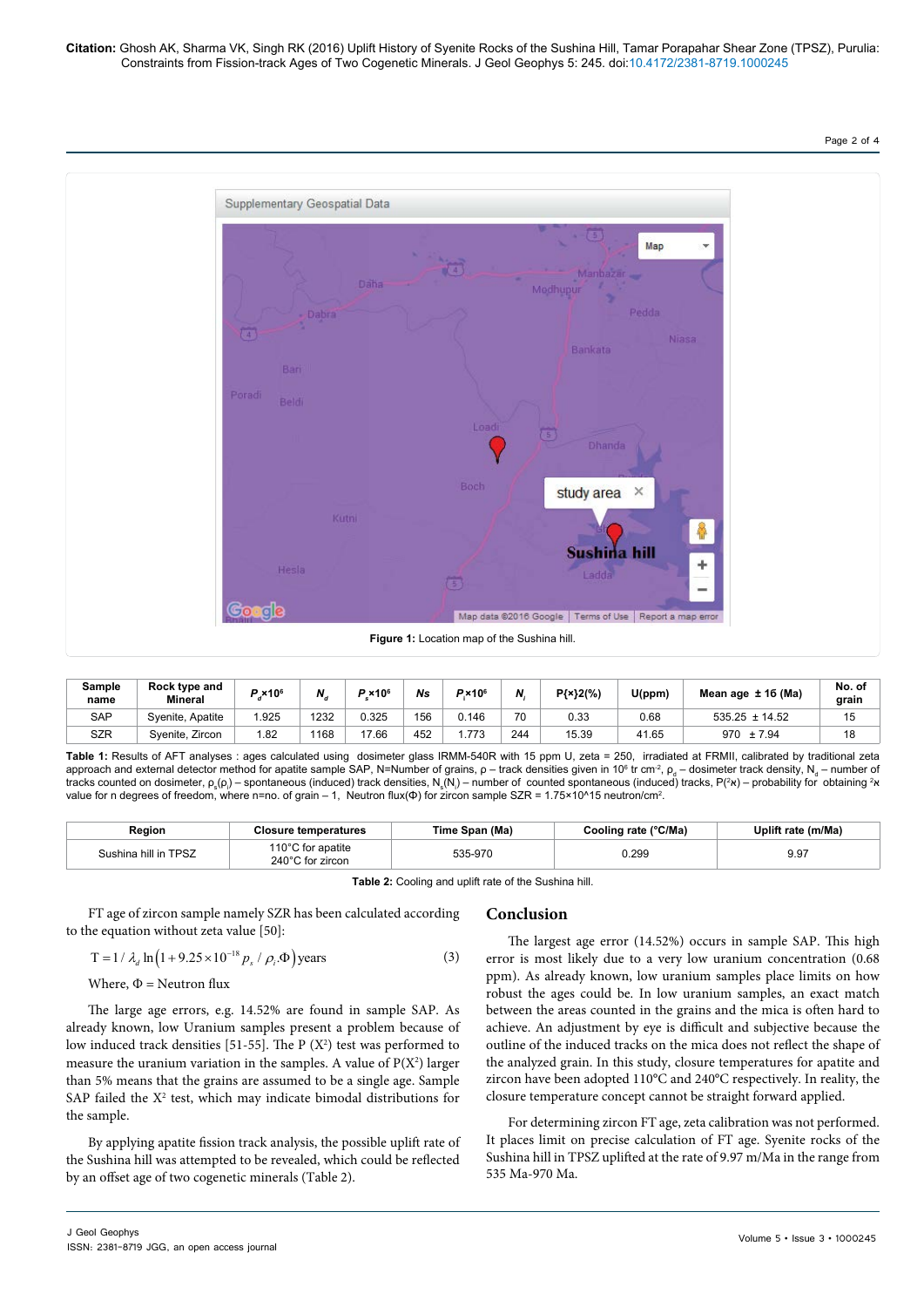Figure 1: Location map of the Sushina hill.

| Sample name | Rock type and Mineral | $P_d$×10[6] | $N_d$ | $P_s$×10[6] | Ns | $P_i$×10[6] | $N_i$ | P{x}2(%) | U(ppm) | Mean age ± 16 (Ma) | No. of grain |
|---|---|---|---|---|---|---|---|---|---|---|---|
| SAP | Syenite, Apatite | 1.925 | 1232 | 0.325 | 156 | 0.146 | 70 | 0.33 | 0.68 | 535.25 ± 14.52 | 15 |
| SZR | Syenite, Zircon | 1.82 | 1168 | 17.66 | 452 | 1.773 | 244 | 15.39 | 41.65 | 970 ± 7.94 | 18 |

**Table 1:** Results of AFT analyses : ages calculated using dosimeter glass IRMM-540R with 15 ppm U, zeta = 250, irradiated at FRMII, calibrated by traditional zeta approach and external detector method for apatite sample SAP, N=Number of grains, ρ – track densities given in 10[6] tr cm[-2], $ρ_d$ – dosimeter track density, $N_d$ – number of tracks counted on dosimeter, $ρ_s(ρ_i)$ – spontaneous (induced) track densities, $N_s(N_i)$ – number of counted spontaneous (induced) tracks, P($^2ϰ$) – probability for obtaining $^2ϰ$ value for n degrees of freedom, where n=no. of grain – 1, Neutron flux(Φ) for zircon sample SZR = 1.75×10^15 neutron/cm².

| Region | Closure temperatures | Time Span (Ma) | Cooling rate (°C/Ma) | Uplift rate (m/Ma) |
|---|---|---|---|---|
| Sushina hill in TPSZ | 110°C for apatite<br>240°C for zircon | 535-970 | 0.299 | 9.97 |

**Table 2:** Cooling and uplift rate of the Sushina hill.

FT age of zircon sample namely SZR has been calculated according to the equation without zeta value [50]:

$$T = 1/\lambda_d \ln\left(1 + 9.25\times10^{-18} p_s / \rho_i.\Phi\right) \text{years} \tag{3}$$

Where, Φ = Neutron flux

The large age errors, e.g. 14.52% are found in sample SAP. As already known, low Uranium samples present a problem because of low induced track densities [51-55]. The P ($X^2$) test was performed to measure the uranium variation in the samples. A value of P($X^2$) larger than 5% means that the grains are assumed to be a single age. Sample SAP failed the $X^2$ test, which may indicate bimodal distributions for the sample.

By applying apatite fission track analysis, the possible uplift rate of the Sushina hill was attempted to be revealed, which could be reflected by an offset age of two cogenetic minerals (Table 2).

## Conclusion

The largest age error (14.52%) occurs in sample SAP. This high error is most likely due to a very low uranium concentration (0.68 ppm). As already known, low uranium samples place limits on how robust the ages could be. In low uranium samples, an exact match between the areas counted in the grains and the mica is often hard to achieve. An adjustment by eye is difficult and subjective because the outline of the induced tracks on the mica does not reflect the shape of the analyzed grain. In this study, closure temperatures for apatite and zircon have been adopted 110°C and 240°C respectively. In reality, the closure temperature concept cannot be straight forward applied.

For determining zircon FT age, zeta calibration was not performed. It places limit on precise calculation of FT age. Syenite rocks of the Sushina hill in TPSZ uplifted at the rate of 9.97 m/Ma in the range from 535 Ma-970 Ma.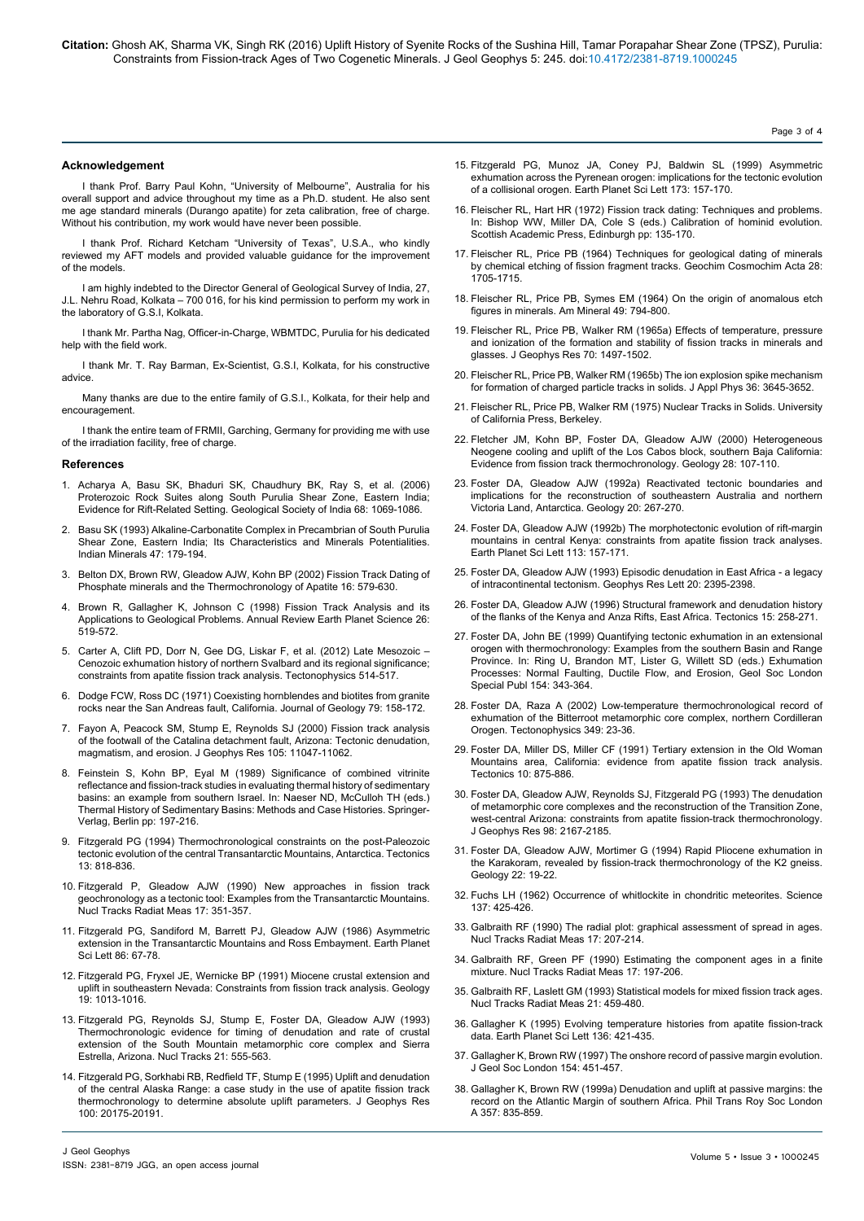## Acknowledgement

I thank Prof. Barry Paul Kohn, "University of Melbourne", Australia for his overall support and advice throughout my time as a Ph.D. student. He also sent me age standard minerals (Durango apatite) for zeta calibration, free of charge. Without his contribution, my work would have never been possible.

I thank Prof. Richard Ketcham "University of Texas", U.S.A., who kindly reviewed my AFT models and provided valuable guidance for the improvement of the models.

I am highly indebted to the Director General of Geological Survey of India, 27, J.L. Nehru Road, Kolkata – 700 016, for his kind permission to perform my work in the laboratory of G.S.I, Kolkata.

I thank Mr. Partha Nag, Officer-in-Charge, WBMTDC, Purulia for his dedicated help with the field work.

I thank Mr. T. Ray Barman, Ex-Scientist, G.S.I, Kolkata, for his constructive advice.

Many thanks are due to the entire family of G.S.I., Kolkata, for their help and encouragement.

I thank the entire team of FRMII, Garching, Germany for providing me with use of the irradiation facility, free of charge.

## References

1. Acharya A, Basu SK, Bhaduri SK, Chaudhury BK, Ray S, et al. (2006) Proterozoic Rock Suites along South Purulia Shear Zone, Eastern India; Evidence for Rift-Related Setting. Geological Society of India 68: 1069-1086.
2. Basu SK (1993) Alkaline-Carbonatite Complex in Precambrian of South Purulia Shear Zone, Eastern India; Its Characteristics and Minerals Potentialities. Indian Minerals 47: 179-194.
3. Belton DX, Brown RW, Gleadow AJW, Kohn BP (2002) Fission Track Dating of Phosphate minerals and the Thermochronology of Apatite 16: 579-630.
4. Brown R, Gallagher K, Johnson C (1998) Fission Track Analysis and its Applications to Geological Problems. Annual Review Earth Planet Science 26: 519-572.
5. Carter A, Clift PD, Dorr N, Gee DG, Liskar F, et al. (2012) Late Mesozoic – Cenozoic exhumation history of northern Svalbard and its regional significance; constraints from apatite fission track analysis. Tectonophysics 514-517.
6. Dodge FCW, Ross DC (1971) Coexisting hornblendes and biotites from granite rocks near the San Andreas fault, California. Journal of Geology 79: 158-172.
7. Fayon A, Peacock SM, Stump E, Reynolds SJ (2000) Fission track analysis of the footwall of the Catalina detachment fault, Arizona: Tectonic denudation, magmatism, and erosion. J Geophys Res 105: 11047-11062.
8. Feinstein S, Kohn BP, Eyal M (1989) Significance of combined vitrinite reflectance and fission-track studies in evaluating thermal history of sedimentary basins: an example from southern Israel. In: Naeser ND, McCulloh TH (eds.) Thermal History of Sedimentary Basins: Methods and Case Histories. Springer-Verlag, Berlin pp: 197-216.
9. Fitzgerald PG (1994) Thermochronological constraints on the post-Paleozoic tectonic evolution of the central Transantarctic Mountains, Antarctica. Tectonics 13: 818-836.
10. Fitzgerald P, Gleadow AJW (1990) New approaches in fission track geochronology as a tectonic tool: Examples from the Transantarctic Mountains. Nucl Tracks Radiat Meas 17: 351-357.
11. Fitzgerald PG, Sandiford M, Barrett PJ, Gleadow AJW (1986) Asymmetric extension in the Transantarctic Mountains and Ross Embayment. Earth Planet Sci Lett 86: 67-78.
12. Fitzgerald PG, Fryxel JE, Wernicke BP (1991) Miocene crustal extension and uplift in southeastern Nevada: Constraints from fission track analysis. Geology 19: 1013-1016.
13. Fitzgerald PG, Reynolds SJ, Stump E, Foster DA, Gleadow AJW (1993) Thermochronologic evidence for timing of denudation and rate of crustal extension of the South Mountain metamorphic core complex and Sierra Estrella, Arizona. Nucl Tracks 21: 555-563.
14. Fitzgerald PG, Sorkhabi RB, Redfield TF, Stump E (1995) Uplift and denudation of the central Alaska Range: a case study in the use of apatite fission track thermochronology to determine absolute uplift parameters. J Geophys Res 100: 20175-20191.
15. Fitzgerald PG, Munoz JA, Coney PJ, Baldwin SL (1999) Asymmetric exhumation across the Pyrenean orogen: implications for the tectonic evolution of a collisional orogen. Earth Planet Sci Lett 173: 157-170.
16. Fleischer RL, Hart HR (1972) Fission track dating: Techniques and problems. In: Bishop WW, Miller DA, Cole S (eds.) Calibration of hominid evolution. Scottish Academic Press, Edinburgh pp: 135-170.
17. Fleischer RL, Price PB (1964) Techniques for geological dating of minerals by chemical etching of fission fragment tracks. Geochim Cosmochim Acta 28: 1705-1715.
18. Fleischer RL, Price PB, Symes EM (1964) On the origin of anomalous etch figures in minerals. Am Mineral 49: 794-800.
19. Fleischer RL, Price PB, Walker RM (1965a) Effects of temperature, pressure and ionization of the formation and stability of fission tracks in minerals and glasses. J Geophys Res 70: 1497-1502.
20. Fleischer RL, Price PB, Walker RM (1965b) The ion explosion spike mechanism for formation of charged particle tracks in solids. J Appl Phys 36: 3645-3652.
21. Fleischer RL, Price PB, Walker RM (1975) Nuclear Tracks in Solids. University of California Press, Berkeley.
22. Fletcher JM, Kohn BP, Foster DA, Gleadow AJW (2000) Heterogeneous Neogene cooling and uplift of the Los Cabos block, southern Baja California: Evidence from fission track thermochronology. Geology 28: 107-110.
23. Foster DA, Gleadow AJW (1992a) Reactivated tectonic boundaries and implications for the reconstruction of southeastern Australia and northern Victoria Land, Antarctica. Geology 20: 267-270.
24. Foster DA, Gleadow AJW (1992b) The morphotectonic evolution of rift-margin mountains in central Kenya: constraints from apatite fission track analyses. Earth Planet Sci Lett 113: 157-171.
25. Foster DA, Gleadow AJW (1993) Episodic denudation in East Africa - a legacy of intracontinental tectonism. Geophys Res Lett 20: 2395-2398.
26. Foster DA, Gleadow AJW (1996) Structural framework and denudation history of the flanks of the Kenya and Anza Rifts, East Africa. Tectonics 15: 258-271.
27. Foster DA, John BE (1999) Quantifying tectonic exhumation in an extensional orogen with thermochronology: Examples from the southern Basin and Range Province. In: Ring U, Brandon MT, Lister G, Willett SD (eds.) Exhumation Processes: Normal Faulting, Ductile Flow, and Erosion, Geol Soc London Special Publ 154: 343-364.
28. Foster DA, Raza A (2002) Low-temperature thermochronological record of exhumation of the Bitterroot metamorphic core complex, northern Cordilleran Orogen. Tectonophysics 349: 23-36.
29. Foster DA, Miller DS, Miller CF (1991) Tertiary extension in the Old Woman Mountains area, California: evidence from apatite fission track analysis. Tectonics 10: 875-886.
30. Foster DA, Gleadow AJW, Reynolds SJ, Fitzgerald PG (1993) The denudation of metamorphic core complexes and the reconstruction of the Transition Zone, west-central Arizona: constraints from apatite fission-track thermochronology. J Geophys Res 98: 2167-2185.
31. Foster DA, Gleadow AJW, Mortimer G (1994) Rapid Pliocene exhumation in the Karakoram, revealed by fission-track thermochronology of the K2 gneiss. Geology 22: 19-22.
32. Fuchs LH (1962) Occurrence of whitlockite in chondritic meteorites. Science 137: 425-426.
33. Galbraith RF (1990) The radial plot: graphical assessment of spread in ages. Nucl Tracks Radiat Meas 17: 207-214.
34. Galbraith RF, Green PF (1990) Estimating the component ages in a finite mixture. Nucl Tracks Radiat Meas 17: 197-206.
35. Galbraith RF, Laslett GM (1993) Statistical models for mixed fission track ages. Nucl Tracks Radiat Meas 21: 459-480.
36. Gallagher K (1995) Evolving temperature histories from apatite fission-track data. Earth Planet Sci Lett 136: 421-435.
37. Gallagher K, Brown RW (1997) The onshore record of passive margin evolution. J Geol Soc London 154: 451-457.
38. Gallagher K, Brown RW (1999a) Denudation and uplift at passive margins: the record on the Atlantic Margin of southern Africa. Phil Trans Roy Soc London A 357: 835-859.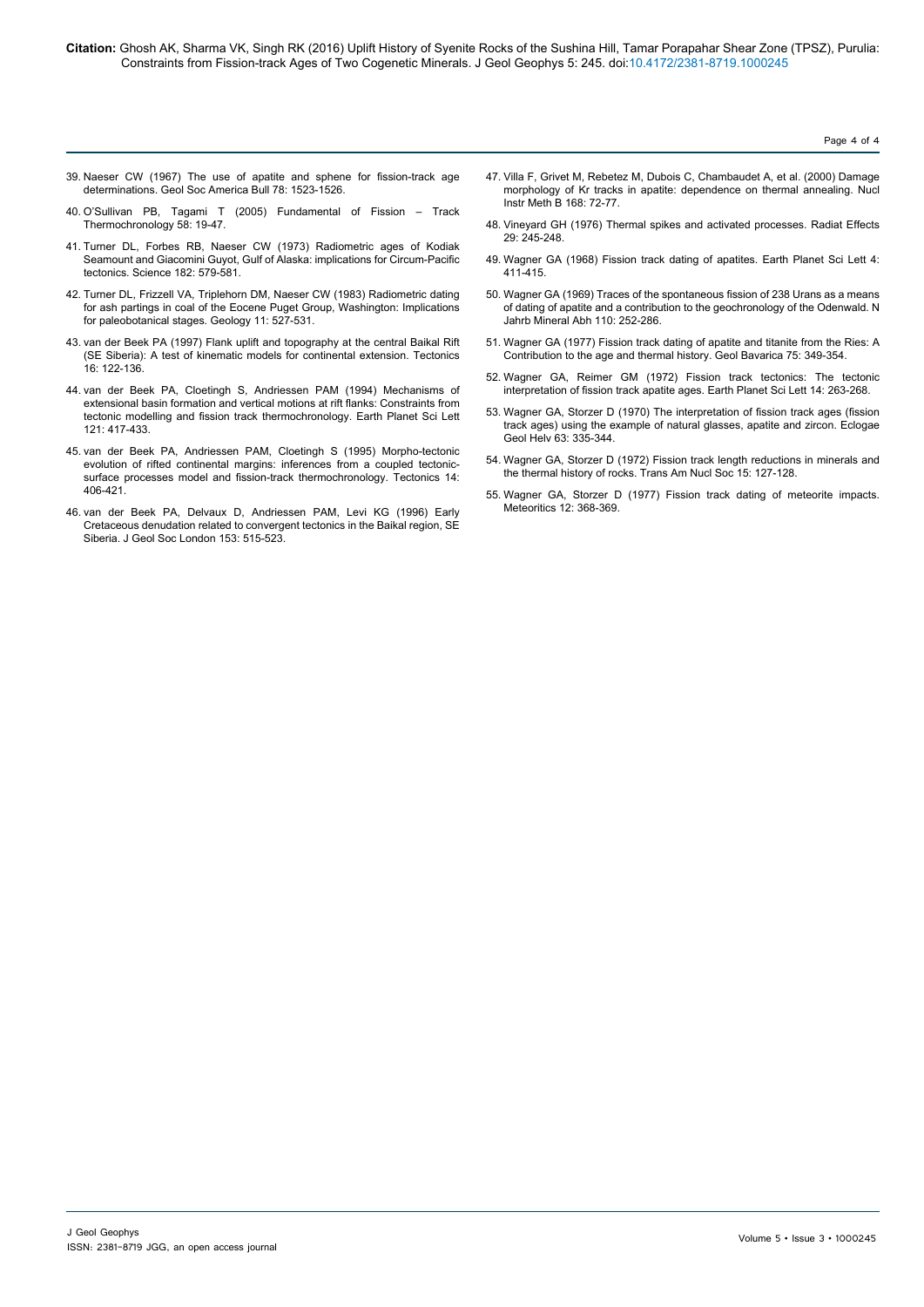39. Naeser CW (1967) The use of apatite and sphene for fission-track age determinations. Geol Soc America Bull 78: 1523-1526.

40. O'Sullivan PB, Tagami T (2005) Fundamental of Fission – Track Thermochronology 58: 19-47.

41. Turner DL, Forbes RB, Naeser CW (1973) Radiometric ages of Kodiak Seamount and Giacomini Guyot, Gulf of Alaska: implications for Circum-Pacific tectonics. Science 182: 579-581.

42. Turner DL, Frizzell VA, Triplehorn DM, Naeser CW (1983) Radiometric dating for ash partings in coal of the Eocene Puget Group, Washington: Implications for paleobotanical stages. Geology 11: 527-531.

43. van der Beek PA (1997) Flank uplift and topography at the central Baikal Rift (SE Siberia): A test of kinematic models for continental extension. Tectonics 16: 122-136.

44. van der Beek PA, Cloetingh S, Andriessen PAM (1994) Mechanisms of extensional basin formation and vertical motions at rift flanks: Constraints from tectonic modelling and fission track thermochronology. Earth Planet Sci Lett 121: 417-433.

45. van der Beek PA, Andriessen PAM, Cloetingh S (1995) Morpho-tectonic evolution of rifted continental margins: inferences from a coupled tectonic-surface processes model and fission-track thermochronology. Tectonics 14: 406-421.

46. van der Beek PA, Delvaux D, Andriessen PAM, Levi KG (1996) Early Cretaceous denudation related to convergent tectonics in the Baikal region, SE Siberia. J Geol Soc London 153: 515-523.

47. Villa F, Grivet M, Rebetez M, Dubois C, Chambaudet A, et al. (2000) Damage morphology of Kr tracks in apatite: dependence on thermal annealing. Nucl Instr Meth B 168: 72-77.

48. Vineyard GH (1976) Thermal spikes and activated processes. Radiat Effects 29: 245-248.

49. Wagner GA (1968) Fission track dating of apatites. Earth Planet Sci Lett 4: 411-415.

50. Wagner GA (1969) Traces of the spontaneous fission of 238 Urans as a means of dating of apatite and a contribution to the geochronology of the Odenwald. N Jahrb Mineral Abh 110: 252-286.

51. Wagner GA (1977) Fission track dating of apatite and titanite from the Ries: A Contribution to the age and thermal history. Geol Bavarica 75: 349-354.

52. Wagner GA, Reimer GM (1972) Fission track tectonics: The tectonic interpretation of fission track apatite ages. Earth Planet Sci Lett 14: 263-268.

53. Wagner GA, Storzer D (1970) The interpretation of fission track ages (fission track ages) using the example of natural glasses, apatite and zircon. Eclogae Geol Helv 63: 335-344.

54. Wagner GA, Storzer D (1972) Fission track length reductions in minerals and the thermal history of rocks. Trans Am Nucl Soc 15: 127-128.

55. Wagner GA, Storzer D (1977) Fission track dating of meteorite impacts. Meteoritics 12: 368-369.